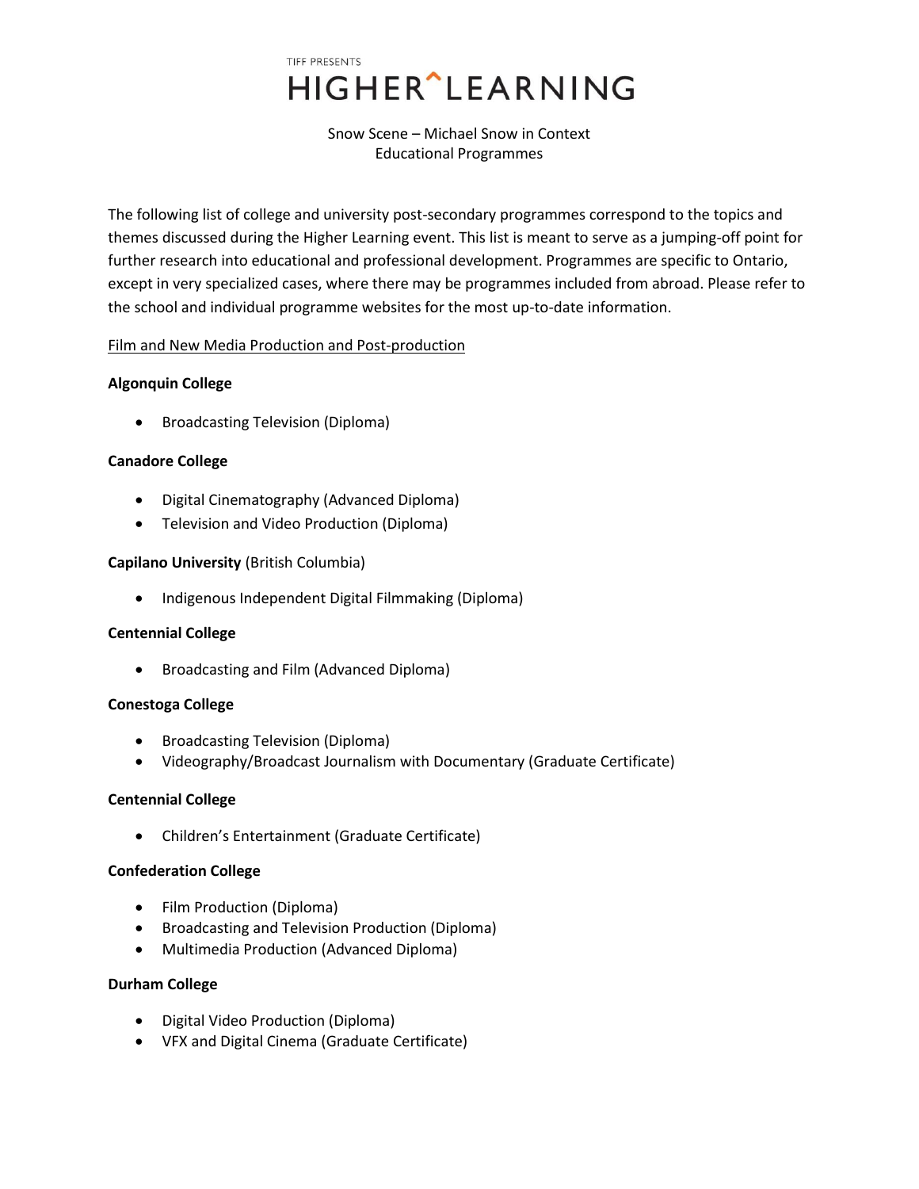TIFF PRESENTS

# HIGHER^LEARNING

Snow Scene – Michael Snow in Context
Educational Programmes

The following list of college and university post-secondary programmes correspond to the topics and themes discussed during the Higher Learning event. This list is meant to serve as a jumping-off point for further research into educational and professional development. Programmes are specific to Ontario, except in very specialized cases, where there may be programmes included from abroad. Please refer to the school and individual programme websites for the most up-to-date information.

## Film and New Media Production and Post-production

**Algonquin College**

- Broadcasting Television (Diploma)

**Canadore College**

- Digital Cinematography (Advanced Diploma)
- Television and Video Production (Diploma)

**Capilano University** (British Columbia)

- Indigenous Independent Digital Filmmaking (Diploma)

**Centennial College**

- Broadcasting and Film (Advanced Diploma)

**Conestoga College**

- Broadcasting Television (Diploma)
- Videography/Broadcast Journalism with Documentary (Graduate Certificate)

**Centennial College**

- Children's Entertainment (Graduate Certificate)

**Confederation College**

- Film Production (Diploma)
- Broadcasting and Television Production (Diploma)
- Multimedia Production (Advanced Diploma)

**Durham College**

- Digital Video Production (Diploma)
- VFX and Digital Cinema (Graduate Certificate)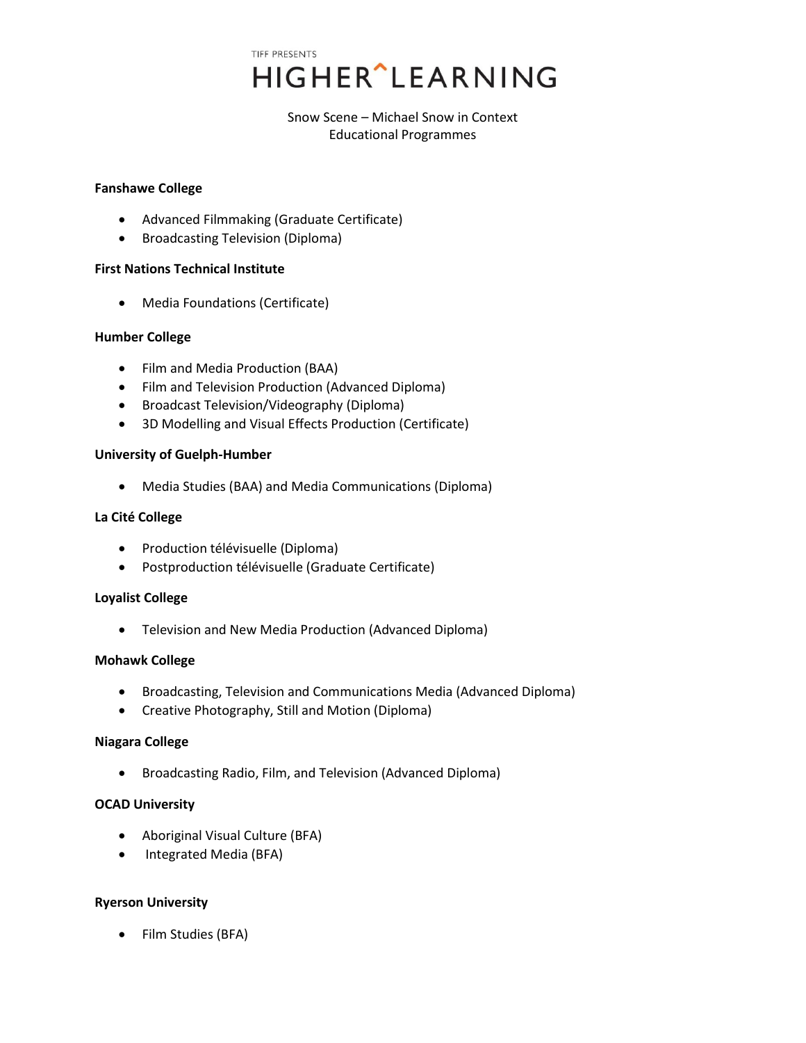TIFF PRESENTS

# HIGHER^LEARNING

Snow Scene – Michael Snow in Context
Educational Programmes

**Fanshawe College**

- Advanced Filmmaking (Graduate Certificate)
- Broadcasting Television (Diploma)

**First Nations Technical Institute**

- Media Foundations (Certificate)

**Humber College**

- Film and Media Production (BAA)
- Film and Television Production (Advanced Diploma)
- Broadcast Television/Videography (Diploma)
- 3D Modelling and Visual Effects Production (Certificate)

**University of Guelph-Humber**

- Media Studies (BAA) and Media Communications (Diploma)

**La Cité College**

- Production télévisuelle (Diploma)
- Postproduction télévisuelle (Graduate Certificate)

**Loyalist College**

- Television and New Media Production (Advanced Diploma)

**Mohawk College**

- Broadcasting, Television and Communications Media (Advanced Diploma)
- Creative Photography, Still and Motion (Diploma)

**Niagara College**

- Broadcasting Radio, Film, and Television (Advanced Diploma)

**OCAD University**

- Aboriginal Visual Culture (BFA)
- Integrated Media (BFA)

**Ryerson University**

- Film Studies (BFA)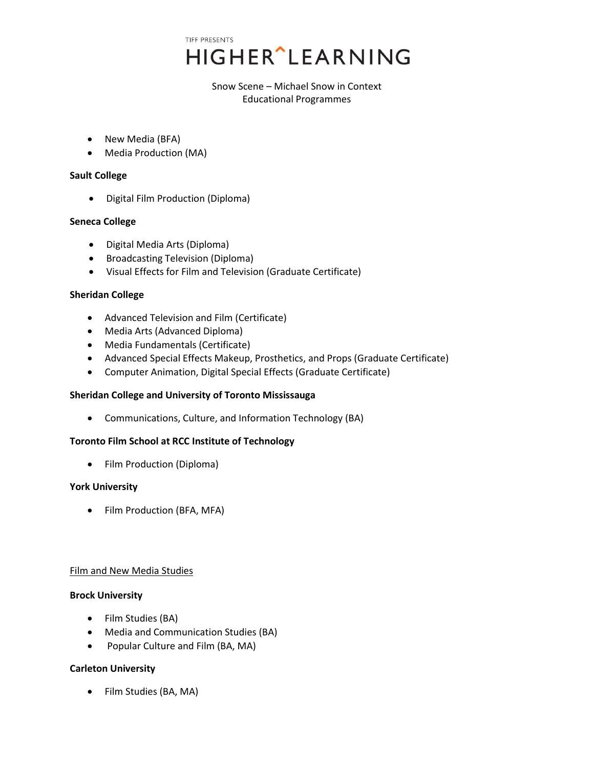- New Media (BFA)
- Media Production (MA)

**Sault College**

- Digital Film Production (Diploma)

**Seneca College**

- Digital Media Arts (Diploma)
- Broadcasting Television (Diploma)
- Visual Effects for Film and Television (Graduate Certificate)

**Sheridan College**

- Advanced Television and Film (Certificate)
- Media Arts (Advanced Diploma)
- Media Fundamentals (Certificate)
- Advanced Special Effects Makeup, Prosthetics, and Props (Graduate Certificate)
- Computer Animation, Digital Special Effects (Graduate Certificate)

**Sheridan College and University of Toronto Mississauga**

- Communications, Culture, and Information Technology (BA)

**Toronto Film School at RCC Institute of Technology**

- Film Production (Diploma)

**York University**

- Film Production (BFA, MFA)

<u>Film and New Media Studies</u>

**Brock University**

- Film Studies (BA)
- Media and Communication Studies (BA)
- Popular Culture and Film (BA, MA)

**Carleton University**

- Film Studies (BA, MA)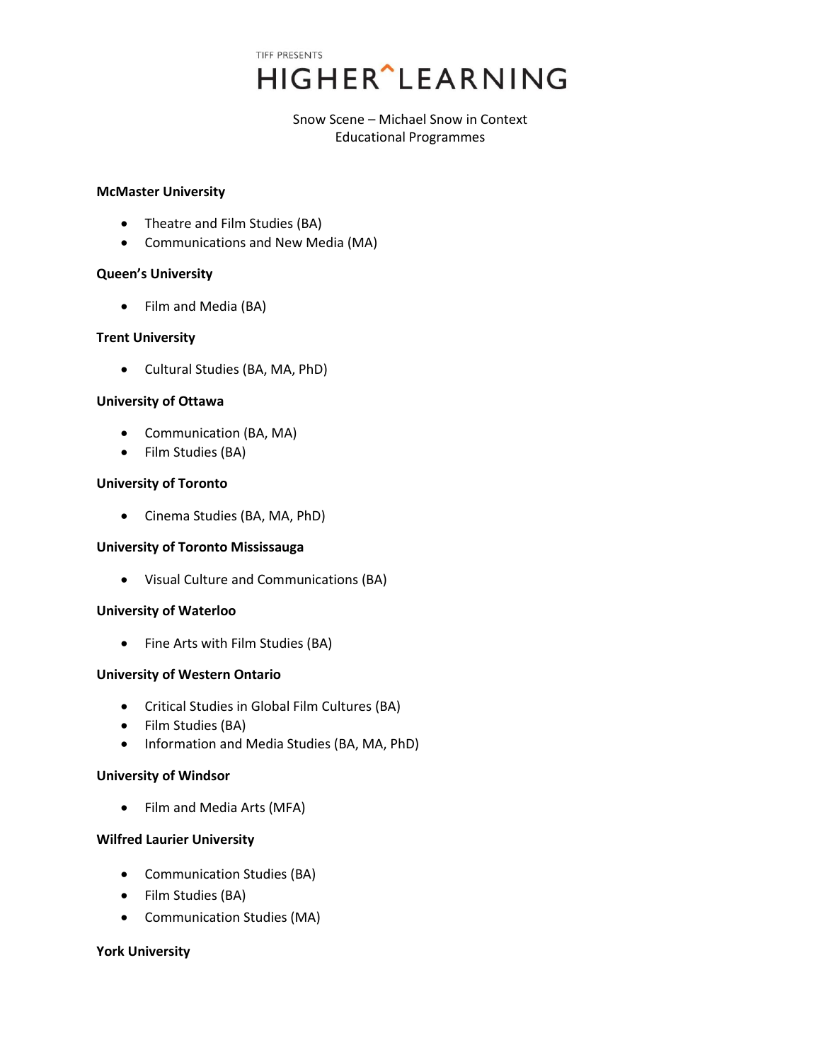TIFF PRESENTS
# HIGHER^LEARNING

Snow Scene – Michael Snow in Context
Educational Programmes

**McMaster University**

- Theatre and Film Studies (BA)
- Communications and New Media (MA)

**Queen's University**

- Film and Media (BA)

**Trent University**

- Cultural Studies (BA, MA, PhD)

**University of Ottawa**

- Communication (BA, MA)
- Film Studies (BA)

**University of Toronto**

- Cinema Studies (BA, MA, PhD)

**University of Toronto Mississauga**

- Visual Culture and Communications (BA)

**University of Waterloo**

- Fine Arts with Film Studies (BA)

**University of Western Ontario**

- Critical Studies in Global Film Cultures (BA)
- Film Studies (BA)
- Information and Media Studies (BA, MA, PhD)

**University of Windsor**

- Film and Media Arts (MFA)

**Wilfred Laurier University**

- Communication Studies (BA)
- Film Studies (BA)
- Communication Studies (MA)

**York University**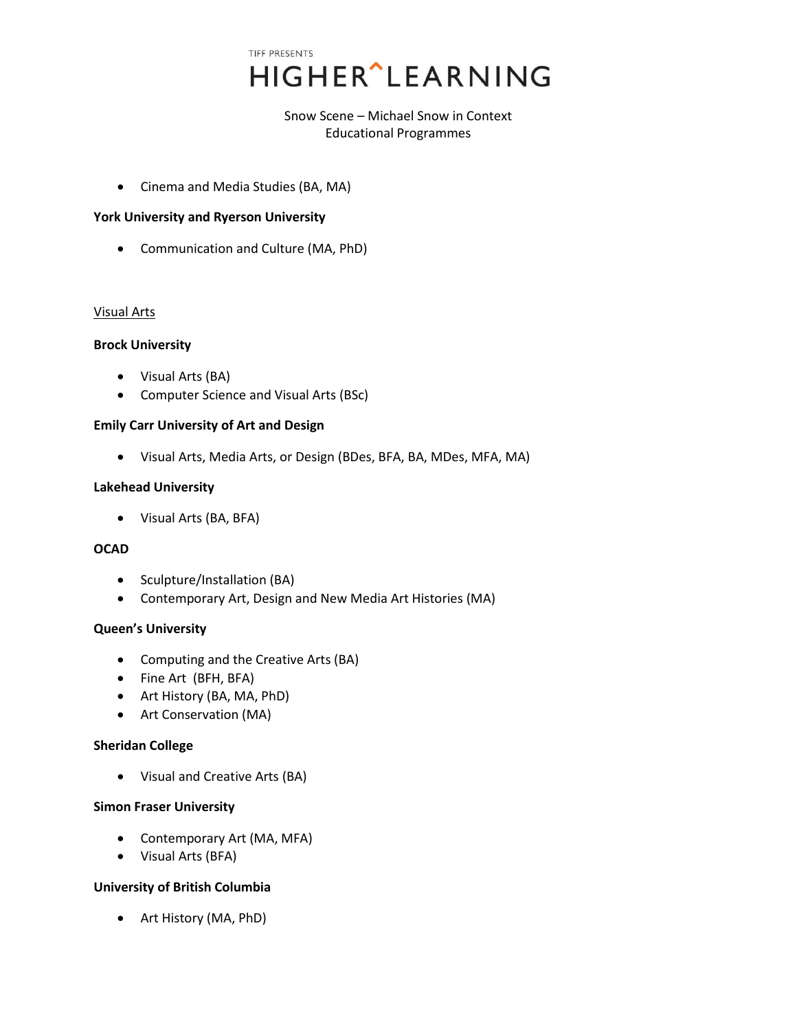- Cinema and Media Studies (BA, MA)

**York University and Ryerson University**

- Communication and Culture (MA, PhD)

<u>Visual Arts</u>

**Brock University**

- Visual Arts (BA)
- Computer Science and Visual Arts (BSc)

**Emily Carr University of Art and Design**

- Visual Arts, Media Arts, or Design (BDes, BFA, BA, MDes, MFA, MA)

**Lakehead University**

- Visual Arts (BA, BFA)

**OCAD**

- Sculpture/Installation (BA)
- Contemporary Art, Design and New Media Art Histories (MA)

**Queen's University**

- Computing and the Creative Arts (BA)
- Fine Art (BFH, BFA)
- Art History (BA, MA, PhD)
- Art Conservation (MA)

**Sheridan College**

- Visual and Creative Arts (BA)

**Simon Fraser University**

- Contemporary Art (MA, MFA)
- Visual Arts (BFA)

**University of British Columbia**

- Art History (MA, PhD)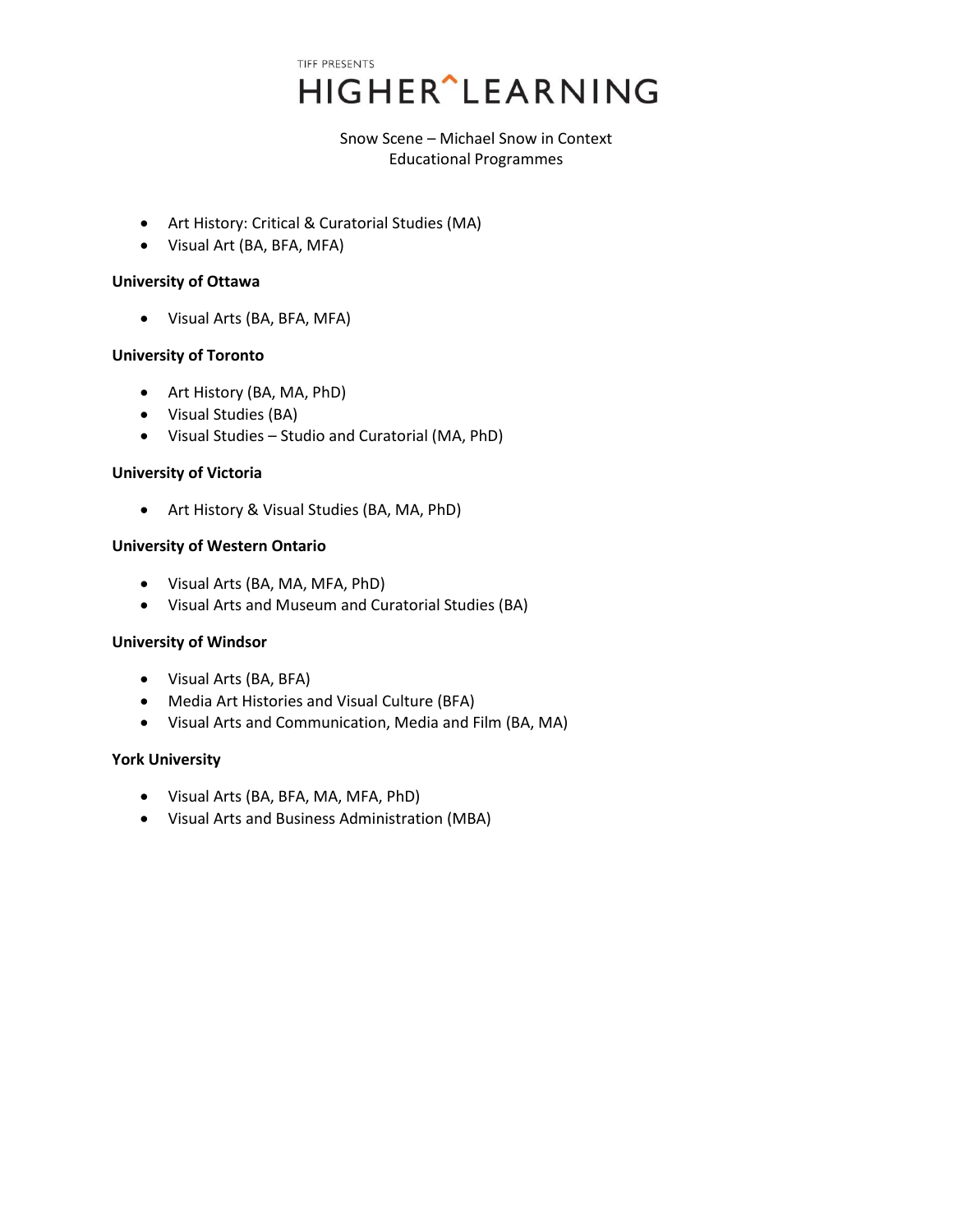- Art History: Critical & Curatorial Studies (MA)
- Visual Art (BA, BFA, MFA)

**University of Ottawa**

- Visual Arts (BA, BFA, MFA)

**University of Toronto**

- Art History (BA, MA, PhD)
- Visual Studies (BA)
- Visual Studies – Studio and Curatorial (MA, PhD)

**University of Victoria**

- Art History & Visual Studies (BA, MA, PhD)

**University of Western Ontario**

- Visual Arts (BA, MA, MFA, PhD)
- Visual Arts and Museum and Curatorial Studies (BA)

**University of Windsor**

- Visual Arts (BA, BFA)
- Media Art Histories and Visual Culture (BFA)
- Visual Arts and Communication, Media and Film (BA, MA)

**York University**

- Visual Arts (BA, BFA, MA, MFA, PhD)
- Visual Arts and Business Administration (MBA)